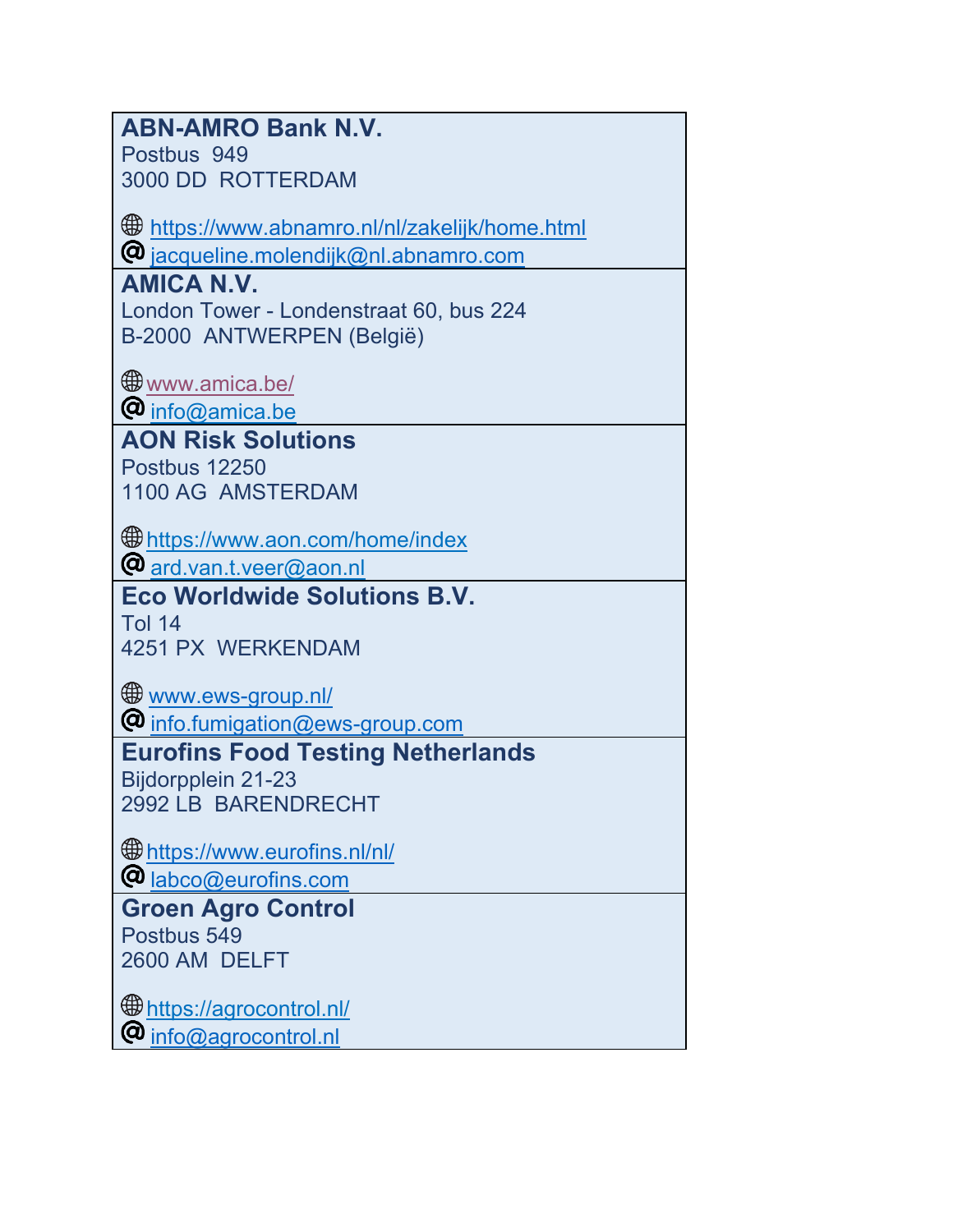**ABN-AMRO Bank N.V.**
Postbus 949
3000 DD ROTTERDAM

🌐 https://www.abnamro.nl/nl/zakelijk/home.html
@ jacqueline.molendijk@nl.abnamro.com

---

**AMICA N.V.**
London Tower - Londenstraat 60, bus 224
B-2000 ANTWERPEN (België)

🌐 www.amica.be/
@ info@amica.be

---

**AON Risk Solutions**
Postbus 12250
1100 AG AMSTERDAM

🌐 https://www.aon.com/home/index
@ ard.van.t.veer@aon.nl

---

**Eco Worldwide Solutions B.V.**
Tol 14
4251 PX WERKENDAM

🌐 www.ews-group.nl/
@ info.fumigation@ews-group.com

---

**Eurofins Food Testing Netherlands**
Bijdorpplein 21-23
2992 LB BARENDRECHT

🌐 https://www.eurofins.nl/nl/
@ labco@eurofins.com

---

**Groen Agro Control**
Postbus 549
2600 AM DELFT

🌐 https://agrocontrol.nl/
@ info@agrocontrol.nl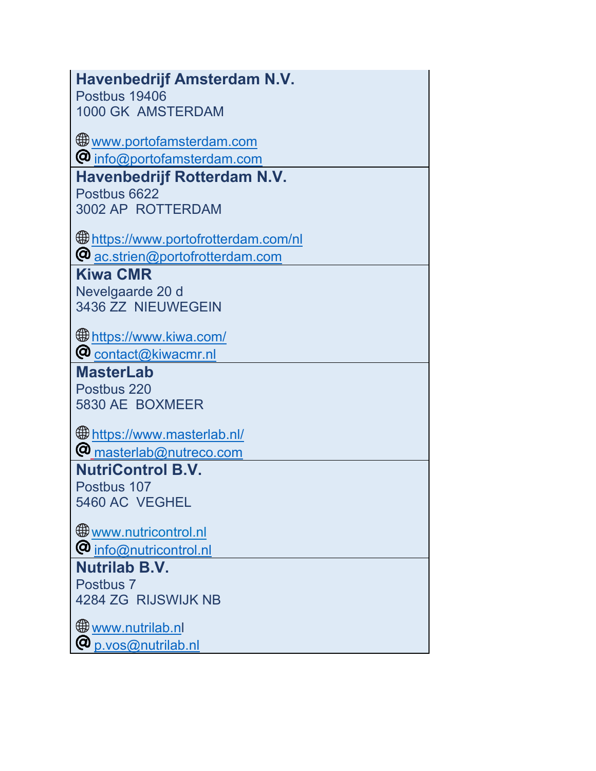**Havenbedrijf Amsterdam N.V.**
Postbus 19406
1000 GK  AMSTERDAM

🌐 www.portofamsterdam.com
@ info@portofamsterdam.com

**Havenbedrijf Rotterdam N.V.**
Postbus 6622
3002 AP  ROTTERDAM

🌐 https://www.portofrotterdam.com/nl
@ ac.strien@portofrotterdam.com

**Kiwa CMR**
Nevelgaarde 20 d
3436 ZZ  NIEUWEGEIN

🌐 https://www.kiwa.com/
@ contact@kiwacmr.nl

**MasterLab**
Postbus 220
5830 AE  BOXMEER

🌐 https://www.masterlab.nl/
@ masterlab@nutreco.com

**NutriControl B.V.**
Postbus 107
5460 AC  VEGHEL

🌐 www.nutricontrol.nl
@ info@nutricontrol.nl

**Nutrilab B.V.**
Postbus 7
4284 ZG  RIJSWIJK NB

🌐 www.nutrilab.nl
@ p.vos@nutrilab.nl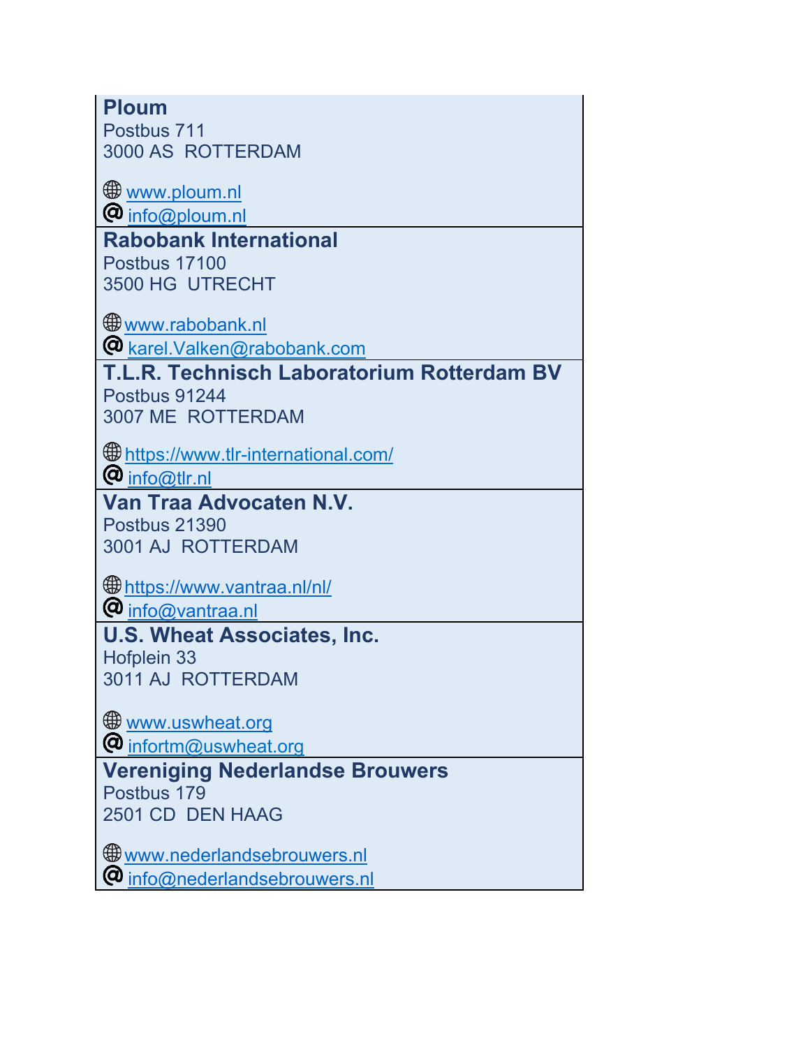**Ploum**
Postbus 711
3000 AS  ROTTERDAM

🌐 www.ploum.nl
@ info@ploum.nl

**Rabobank International**
Postbus 17100
3500 HG  UTRECHT

🌐 www.rabobank.nl
@ karel.Valken@rabobank.com

**T.L.R. Technisch Laboratorium Rotterdam BV**
Postbus 91244
3007 ME  ROTTERDAM

🌐 https://www.tlr-international.com/
@ info@tlr.nl

**Van Traa Advocaten N.V.**
Postbus 21390
3001 AJ  ROTTERDAM

🌐 https://www.vantraa.nl/nl/
@ info@vantraa.nl

**U.S. Wheat Associates, Inc.**
Hofplein 33
3011 AJ  ROTTERDAM

🌐 www.uswheat.org
@ infortm@uswheat.org

**Vereniging Nederlandse Brouwers**
Postbus 179
2501 CD  DEN HAAG

🌐 www.nederlandsebrouwers.nl
@ info@nederlandsebrouwers.nl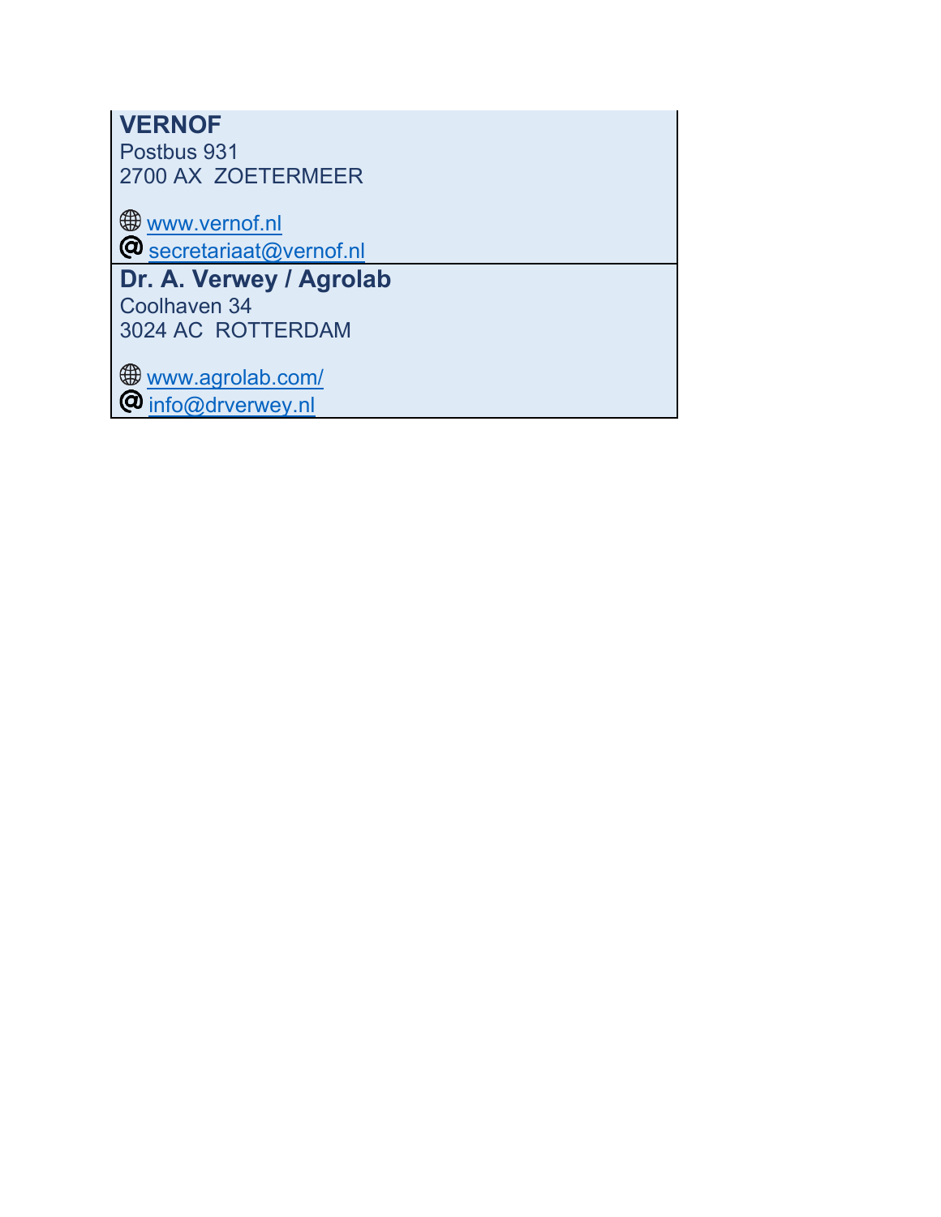| |
|---|
| **VERNOF**<br>Postbus 931<br>2700 AX  ZOETERMEER<br><br>🌐 www.vernof.nl<br>@ secretariaat@vernof.nl |
| **Dr. A. Verwey / Agrolab**<br>Coolhaven 34<br>3024 AC  ROTTERDAM<br><br>🌐 www.agrolab.com/<br>@ info@drverwey.nl |